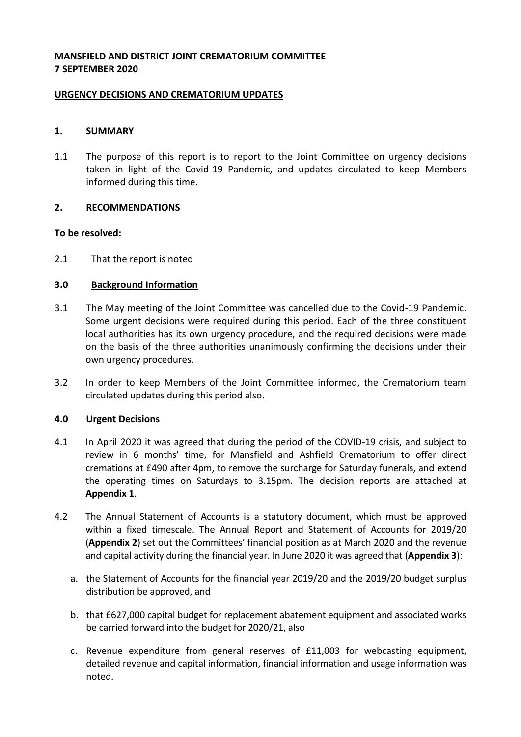**MANSFIELD AND DISTRICT JOINT CREMATORIUM COMMITTEE**
**7 SEPTEMBER 2020**

**URGENCY DECISIONS AND CREMATORIUM UPDATES**

## 1. SUMMARY

1.1 The purpose of this report is to report to the Joint Committee on urgency decisions taken in light of the Covid-19 Pandemic, and updates circulated to keep Members informed during this time.

## 2. RECOMMENDATIONS

**To be resolved:**

2.1 That the report is noted

## 3.0 Background Information

3.1 The May meeting of the Joint Committee was cancelled due to the Covid-19 Pandemic. Some urgent decisions were required during this period. Each of the three constituent local authorities has its own urgency procedure, and the required decisions were made on the basis of the three authorities unanimously confirming the decisions under their own urgency procedures.

3.2 In order to keep Members of the Joint Committee informed, the Crematorium team circulated updates during this period also.

## 4.0 Urgent Decisions

4.1 In April 2020 it was agreed that during the period of the COVID-19 crisis, and subject to review in 6 months' time, for Mansfield and Ashfield Crematorium to offer direct cremations at £490 after 4pm, to remove the surcharge for Saturday funerals, and extend the operating times on Saturdays to 3.15pm. The decision reports are attached at **Appendix 1**.

4.2 The Annual Statement of Accounts is a statutory document, which must be approved within a fixed timescale. The Annual Report and Statement of Accounts for 2019/20 (**Appendix 2**) set out the Committees' financial position as at March 2020 and the revenue and capital activity during the financial year. In June 2020 it was agreed that (**Appendix 3**):

a. the Statement of Accounts for the financial year 2019/20 and the 2019/20 budget surplus distribution be approved, and

b. that £627,000 capital budget for replacement abatement equipment and associated works be carried forward into the budget for 2020/21, also

c. Revenue expenditure from general reserves of £11,003 for webcasting equipment, detailed revenue and capital information, financial information and usage information was noted.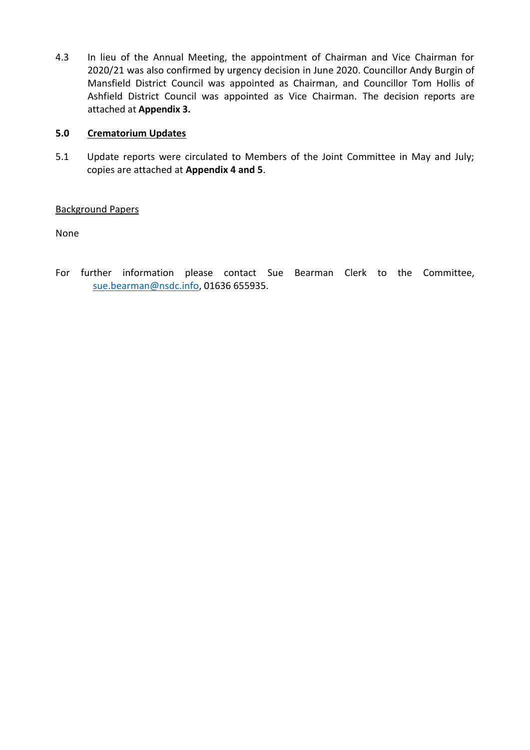4.3 In lieu of the Annual Meeting, the appointment of Chairman and Vice Chairman for 2020/21 was also confirmed by urgency decision in June 2020. Councillor Andy Burgin of Mansfield District Council was appointed as Chairman, and Councillor Tom Hollis of Ashfield District Council was appointed as Vice Chairman. The decision reports are attached at **Appendix 3.**

## 5.0 Crematorium Updates

5.1 Update reports were circulated to Members of the Joint Committee in May and July; copies are attached at **Appendix 4 and 5**.

Background Papers

None

For further information please contact Sue Bearman Clerk to the Committee, sue.bearman@nsdc.info, 01636 655935.